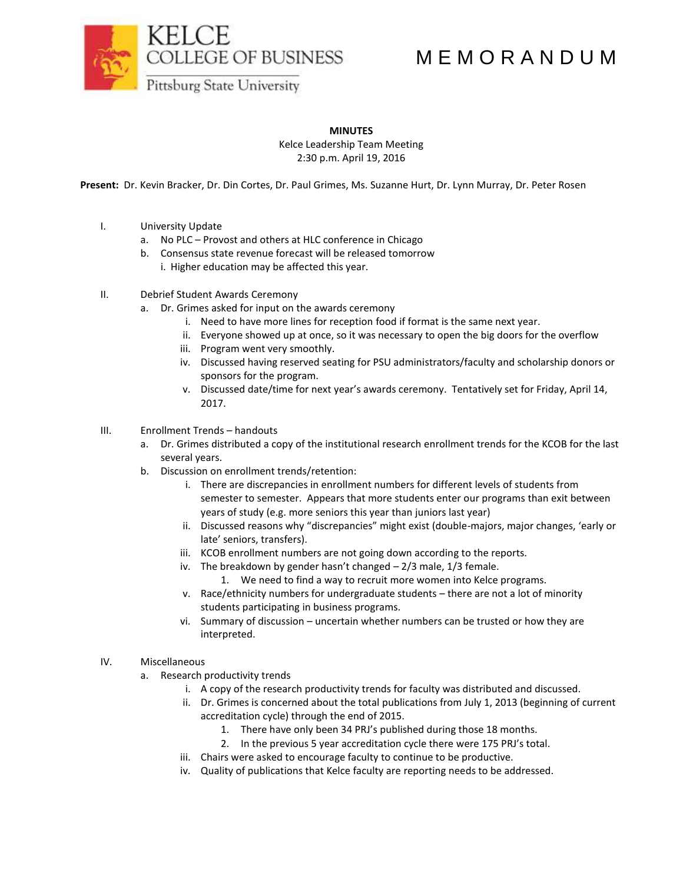# M E M O R A N D U M

**MINUTES**

Kelce Leadership Team Meeting

2:30 p.m. April 19, 2016

**Present:** Dr. Kevin Bracker, Dr. Din Cortes, Dr. Paul Grimes, Ms. Suzanne Hurt, Dr. Lynn Murray, Dr. Peter Rosen

I. University Update
   a. No PLC – Provost and others at HLC conference in Chicago
   b. Consensus state revenue forecast will be released tomorrow
      i. Higher education may be affected this year.

II. Debrief Student Awards Ceremony
   a. Dr. Grimes asked for input on the awards ceremony
      i. Need to have more lines for reception food if format is the same next year.
      ii. Everyone showed up at once, so it was necessary to open the big doors for the overflow
      iii. Program went very smoothly.
      iv. Discussed having reserved seating for PSU administrators/faculty and scholarship donors or sponsors for the program.
      v. Discussed date/time for next year's awards ceremony. Tentatively set for Friday, April 14, 2017.

III. Enrollment Trends – handouts
   a. Dr. Grimes distributed a copy of the institutional research enrollment trends for the KCOB for the last several years.
   b. Discussion on enrollment trends/retention:
      i. There are discrepancies in enrollment numbers for different levels of students from semester to semester. Appears that more students enter our programs than exit between years of study (e.g. more seniors this year than juniors last year)
      ii. Discussed reasons why "discrepancies" might exist (double-majors, major changes, 'early or late' seniors, transfers).
      iii. KCOB enrollment numbers are not going down according to the reports.
      iv. The breakdown by gender hasn't changed – 2/3 male, 1/3 female.
         1. We need to find a way to recruit more women into Kelce programs.
      v. Race/ethnicity numbers for undergraduate students – there are not a lot of minority students participating in business programs.
      vi. Summary of discussion – uncertain whether numbers can be trusted or how they are interpreted.

IV. Miscellaneous
   a. Research productivity trends
      i. A copy of the research productivity trends for faculty was distributed and discussed.
      ii. Dr. Grimes is concerned about the total publications from July 1, 2013 (beginning of current accreditation cycle) through the end of 2015.
         1. There have only been 34 PRJ's published during those 18 months.
         2. In the previous 5 year accreditation cycle there were 175 PRJ's total.
      iii. Chairs were asked to encourage faculty to continue to be productive.
      iv. Quality of publications that Kelce faculty are reporting needs to be addressed.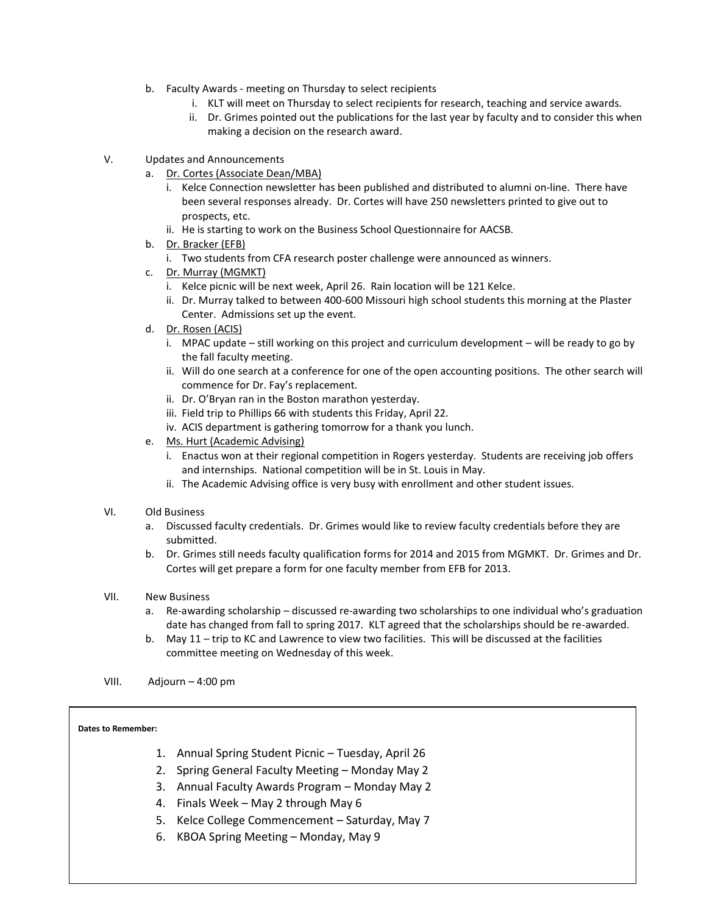b. Faculty Awards - meeting on Thursday to select recipients
   i. KLT will meet on Thursday to select recipients for research, teaching and service awards.
   ii. Dr. Grimes pointed out the publications for the last year by faculty and to consider this when making a decision on the research award.

V. Updates and Announcements

a. Dr. Cortes (Associate Dean/MBA)
   i. Kelce Connection newsletter has been published and distributed to alumni on-line. There have been several responses already. Dr. Cortes will have 250 newsletters printed to give out to prospects, etc.
   ii. He is starting to work on the Business School Questionnaire for AACSB.

b. Dr. Bracker (EFB)
   i. Two students from CFA research poster challenge were announced as winners.

c. Dr. Murray (MGMKT)
   i. Kelce picnic will be next week, April 26. Rain location will be 121 Kelce.
   ii. Dr. Murray talked to between 400-600 Missouri high school students this morning at the Plaster Center. Admissions set up the event.

d. Dr. Rosen (ACIS)
   i. MPAC update – still working on this project and curriculum development – will be ready to go by the fall faculty meeting.
   ii. Will do one search at a conference for one of the open accounting positions. The other search will commence for Dr. Fay's replacement.
   ii. Dr. O'Bryan ran in the Boston marathon yesterday.
   iii. Field trip to Phillips 66 with students this Friday, April 22.
   iv. ACIS department is gathering tomorrow for a thank you lunch.

e. Ms. Hurt (Academic Advising)
   i. Enactus won at their regional competition in Rogers yesterday. Students are receiving job offers and internships. National competition will be in St. Louis in May.
   ii. The Academic Advising office is very busy with enrollment and other student issues.

VI. Old Business

a. Discussed faculty credentials. Dr. Grimes would like to review faculty credentials before they are submitted.
b. Dr. Grimes still needs faculty qualification forms for 2014 and 2015 from MGMKT. Dr. Grimes and Dr. Cortes will get prepare a form for one faculty member from EFB for 2013.

VII. New Business

a. Re-awarding scholarship – discussed re-awarding two scholarships to one individual who's graduation date has changed from fall to spring 2017. KLT agreed that the scholarships should be re-awarded.
b. May 11 – trip to KC and Lawrence to view two facilities. This will be discussed at the facilities committee meeting on Wednesday of this week.

VIII. Adjourn – 4:00 pm

**Dates to Remember:**

1. Annual Spring Student Picnic – Tuesday, April 26
2. Spring General Faculty Meeting – Monday May 2
3. Annual Faculty Awards Program – Monday May 2
4. Finals Week – May 2 through May 6
5. Kelce College Commencement – Saturday, May 7
6. KBOA Spring Meeting – Monday, May 9